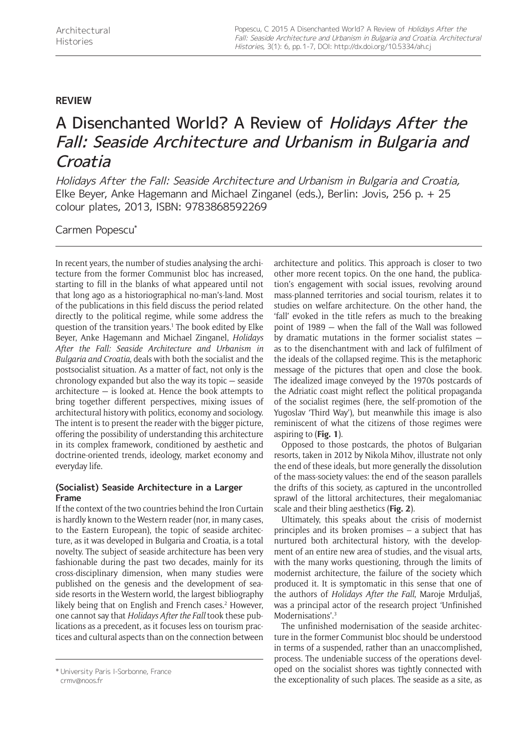**REVIEW**

# A Disenchanted World? A Review of *Holidays After the Fall: Seaside Architecture and Urbanism in Bulgaria and Croatia*

*Holidays After the Fall: Seaside Architecture and Urbanism in Bulgaria and Croatia,* Elke Beyer, Anke Hagemann and Michael Zinganel (eds.), Berlin: Jovis, 256 p. + 25 colour plates, 2013, ISBN: 9783868592269

Carmen Popescu*

\* University Paris I-Sorbonne, France
crmv@noos.fr

In recent years, the number of studies analysing the architecture from the former Communist bloc has increased, starting to fill in the blanks of what appeared until not that long ago as a historiographical no-man's-land. Most of the publications in this field discuss the period related directly to the political regime, while some address the question of the transition years.[1] The book edited by Elke Beyer, Anke Hagemann and Michael Zinganel, *Holidays After the Fall: Seaside Architecture and Urbanism in Bulgaria and Croatia*, deals with both the socialist and the postsocialist situation. As a matter of fact, not only is the chronology expanded but also the way its topic — seaside architecture — is looked at. Hence the book attempts to bring together different perspectives, mixing issues of architectural history with politics, economy and sociology. The intent is to present the reader with the bigger picture, offering the possibility of understanding this architecture in its complex framework, conditioned by aesthetic and doctrine-oriented trends, ideology, market economy and everyday life.

### (Socialist) Seaside Architecture in a Larger Frame

If the context of the two countries behind the Iron Curtain is hardly known to the Western reader (nor, in many cases, to the Eastern European), the topic of seaside architecture, as it was developed in Bulgaria and Croatia, is a total novelty. The subject of seaside architecture has been very fashionable during the past two decades, mainly for its cross-disciplinary dimension, when many studies were published on the genesis and the development of seaside resorts in the Western world, the largest bibliography likely being that on English and French cases.[2] However, one cannot say that *Holidays After the Fall* took these publications as a precedent, as it focuses less on tourism practices and cultural aspects than on the connection between architecture and politics. This approach is closer to two other more recent topics. On the one hand, the publication's engagement with social issues, revolving around mass-planned territories and social tourism, relates it to studies on welfare architecture. On the other hand, the 'fall' evoked in the title refers as much to the breaking point of 1989 — when the fall of the Wall was followed by dramatic mutations in the former socialist states — as to the disenchantment with and lack of fulfilment of the ideals of the collapsed regime. This is the metaphoric message of the pictures that open and close the book. The idealized image conveyed by the 1970s postcards of the Adriatic coast might reflect the political propaganda of the socialist regimes (here, the self-promotion of the Yugoslav 'Third Way'), but meanwhile this image is also reminiscent of what the citizens of those regimes were aspiring to (**Fig. 1**).

Opposed to those postcards, the photos of Bulgarian resorts, taken in 2012 by Nikola Mihov, illustrate not only the end of these ideals, but more generally the dissolution of the mass-society values: the end of the season parallels the drifts of this society, as captured in the uncontrolled sprawl of the littoral architectures, their megalomaniac scale and their bling aesthetics (**Fig. 2**).

Ultimately, this speaks about the crisis of modernist principles and its broken promises – a subject that has nurtured both architectural history, with the development of an entire new area of studies, and the visual arts, with the many works questioning, through the limits of modernist architecture, the failure of the society which produced it. It is symptomatic in this sense that one of the authors of *Holidays After the Fall*, Maroje Mrduljaš, was a principal actor of the research project 'Unfinished Modernisations'.[3]

The unfinished modernisation of the seaside architecture in the former Communist bloc should be understood in terms of a suspended, rather than an unaccomplished, process. The undeniable success of the operations developed on the socialist shores was tightly connected with the exceptionality of such places. The seaside as a site, as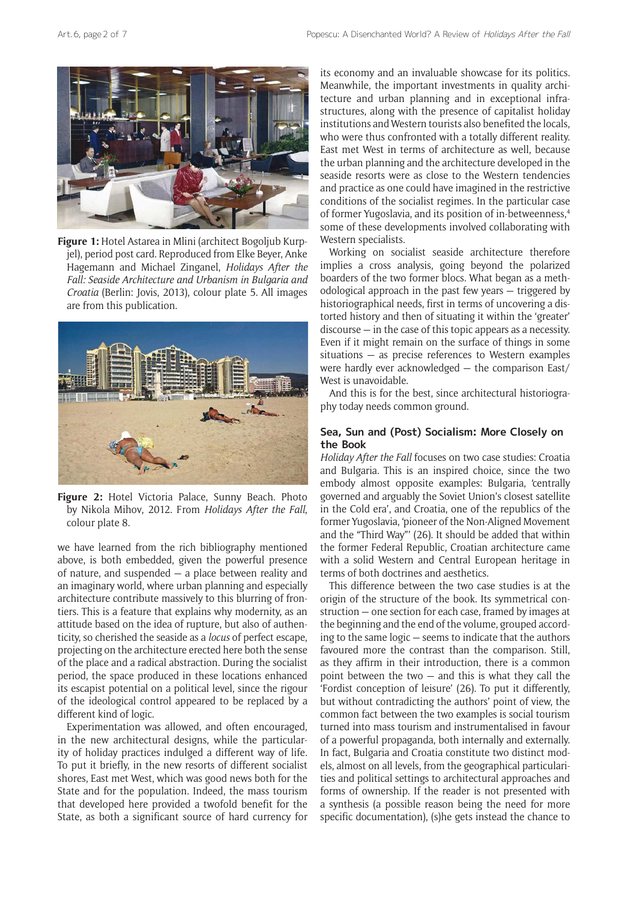Figure 1: Hotel Astarea in Mlini (architect Bogoljub Kurpjel), period post card. Reproduced from Elke Beyer, Anke Hagemann and Michael Zinganel, *Holidays After the Fall: Seaside Architecture and Urbanism in Bulgaria and Croatia* (Berlin: Jovis, 2013), colour plate 5. All images are from this publication.

Figure 2: Hotel Victoria Palace, Sunny Beach. Photo by Nikola Mihov, 2012. From *Holidays After the Fall*, colour plate 8.

we have learned from the rich bibliography mentioned above, is both embedded, given the powerful presence of nature, and suspended — a place between reality and an imaginary world, where urban planning and especially architecture contribute massively to this blurring of frontiers. This is a feature that explains why modernity, as an attitude based on the idea of rupture, but also of authenticity, so cherished the seaside as a *locus* of perfect escape, projecting on the architecture erected here both the sense of the place and a radical abstraction. During the socialist period, the space produced in these locations enhanced its escapist potential on a political level, since the rigour of the ideological control appeared to be replaced by a different kind of logic.

Experimentation was allowed, and often encouraged, in the new architectural designs, while the particularity of holiday practices indulged a different way of life. To put it briefly, in the new resorts of different socialist shores, East met West, which was good news both for the State and for the population. Indeed, the mass tourism that developed here provided a twofold benefit for the State, as both a significant source of hard currency for its economy and an invaluable showcase for its politics. Meanwhile, the important investments in quality architecture and urban planning and in exceptional infrastructures, along with the presence of capitalist holiday institutions and Western tourists also benefited the locals, who were thus confronted with a totally different reality. East met West in terms of architecture as well, because the urban planning and the architecture developed in the seaside resorts were as close to the Western tendencies and practice as one could have imagined in the restrictive conditions of the socialist regimes. In the particular case of former Yugoslavia, and its position of in-betweenness,[4] some of these developments involved collaborating with Western specialists.

Working on socialist seaside architecture therefore implies a cross analysis, going beyond the polarized boarders of the two former blocs. What began as a methodological approach in the past few years — triggered by historiographical needs, first in terms of uncovering a distorted history and then of situating it within the 'greater' discourse — in the case of this topic appears as a necessity. Even if it might remain on the surface of things in some situations — as precise references to Western examples were hardly ever acknowledged — the comparison East/West is unavoidable.

And this is for the best, since architectural historiography today needs common ground.

## Sea, Sun and (Post) Socialism: More Closely on the Book

*Holiday After the Fall* focuses on two case studies: Croatia and Bulgaria. This is an inspired choice, since the two embody almost opposite examples: Bulgaria, 'centrally governed and arguably the Soviet Union's closest satellite in the Cold era', and Croatia, one of the republics of the former Yugoslavia, 'pioneer of the Non-Aligned Movement and the "Third Way"' (26). It should be added that within the former Federal Republic, Croatian architecture came with a solid Western and Central European heritage in terms of both doctrines and aesthetics.

This difference between the two case studies is at the origin of the structure of the book. Its symmetrical construction — one section for each case, framed by images at the beginning and the end of the volume, grouped according to the same logic — seems to indicate that the authors favoured more the contrast than the comparison. Still, as they affirm in their introduction, there is a common point between the two — and this is what they call the 'Fordist conception of leisure' (26). To put it differently, but without contradicting the authors' point of view, the common fact between the two examples is social tourism turned into mass tourism and instrumentalised in favour of a powerful propaganda, both internally and externally. In fact, Bulgaria and Croatia constitute two distinct models, almost on all levels, from the geographical particularities and political settings to architectural approaches and forms of ownership. If the reader is not presented with a synthesis (a possible reason being the need for more specific documentation), (s)he gets instead the chance to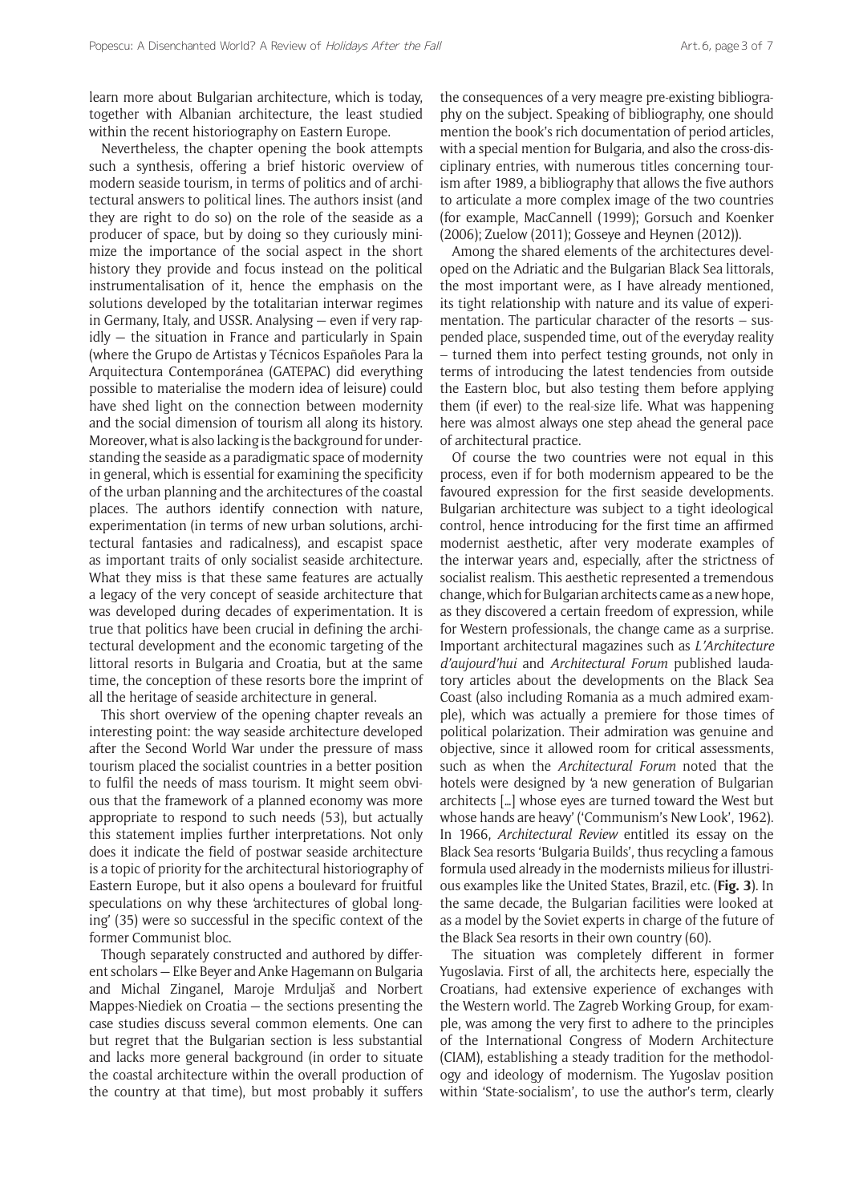learn more about Bulgarian architecture, which is today, together with Albanian architecture, the least studied within the recent historiography on Eastern Europe.

Nevertheless, the chapter opening the book attempts such a synthesis, offering a brief historic overview of modern seaside tourism, in terms of politics and of architectural answers to political lines. The authors insist (and they are right to do so) on the role of the seaside as a producer of space, but by doing so they curiously minimize the importance of the social aspect in the short history they provide and focus instead on the political instrumentalisation of it, hence the emphasis on the solutions developed by the totalitarian interwar regimes in Germany, Italy, and USSR. Analysing — even if very rapidly — the situation in France and particularly in Spain (where the Grupo de Artistas y Técnicos Españoles Para la Arquitectura Contemporánea (GATEPAC) did everything possible to materialise the modern idea of leisure) could have shed light on the connection between modernity and the social dimension of tourism all along its history. Moreover, what is also lacking is the background for understanding the seaside as a paradigmatic space of modernity in general, which is essential for examining the specificity of the urban planning and the architectures of the coastal places. The authors identify connection with nature, experimentation (in terms of new urban solutions, architectural fantasies and radicalness), and escapist space as important traits of only socialist seaside architecture. What they miss is that these same features are actually a legacy of the very concept of seaside architecture that was developed during decades of experimentation. It is true that politics have been crucial in defining the architectural development and the economic targeting of the littoral resorts in Bulgaria and Croatia, but at the same time, the conception of these resorts bore the imprint of all the heritage of seaside architecture in general.

This short overview of the opening chapter reveals an interesting point: the way seaside architecture developed after the Second World War under the pressure of mass tourism placed the socialist countries in a better position to fulfil the needs of mass tourism. It might seem obvious that the framework of a planned economy was more appropriate to respond to such needs (53), but actually this statement implies further interpretations. Not only does it indicate the field of postwar seaside architecture is a topic of priority for the architectural historiography of Eastern Europe, but it also opens a boulevard for fruitful speculations on why these 'architectures of global longing' (35) were so successful in the specific context of the former Communist bloc.

Though separately constructed and authored by different scholars — Elke Beyer and Anke Hagemann on Bulgaria and Michal Zinganel, Maroje Mrduljaš and Norbert Mappes-Niediek on Croatia — the sections presenting the case studies discuss several common elements. One can but regret that the Bulgarian section is less substantial and lacks more general background (in order to situate the coastal architecture within the overall production of the country at that time), but most probably it suffers the consequences of a very meagre pre-existing bibliography on the subject. Speaking of bibliography, one should mention the book's rich documentation of period articles, with a special mention for Bulgaria, and also the cross-disciplinary entries, with numerous titles concerning tourism after 1989, a bibliography that allows the five authors to articulate a more complex image of the two countries (for example, MacCannell (1999); Gorsuch and Koenker (2006); Zuelow (2011); Gosseye and Heynen (2012)).

Among the shared elements of the architectures developed on the Adriatic and the Bulgarian Black Sea littorals, the most important were, as I have already mentioned, its tight relationship with nature and its value of experimentation. The particular character of the resorts – suspended place, suspended time, out of the everyday reality – turned them into perfect testing grounds, not only in terms of introducing the latest tendencies from outside the Eastern bloc, but also testing them before applying them (if ever) to the real-size life. What was happening here was almost always one step ahead the general pace of architectural practice.

Of course the two countries were not equal in this process, even if for both modernism appeared to be the favoured expression for the first seaside developments. Bulgarian architecture was subject to a tight ideological control, hence introducing for the first time an affirmed modernist aesthetic, after very moderate examples of the interwar years and, especially, after the strictness of socialist realism. This aesthetic represented a tremendous change, which for Bulgarian architects came as a new hope, as they discovered a certain freedom of expression, while for Western professionals, the change came as a surprise. Important architectural magazines such as *L'Architecture d'aujourd'hui* and *Architectural Forum* published laudatory articles about the developments on the Black Sea Coast (also including Romania as a much admired example), which was actually a premiere for those times of political polarization. Their admiration was genuine and objective, since it allowed room for critical assessments, such as when the *Architectural Forum* noted that the hotels were designed by 'a new generation of Bulgarian architects [...] whose eyes are turned toward the West but whose hands are heavy' ('Communism's New Look', 1962). In 1966, *Architectural Review* entitled its essay on the Black Sea resorts 'Bulgaria Builds', thus recycling a famous formula used already in the modernists milieus for illustrious examples like the United States, Brazil, etc. (**Fig. 3**). In the same decade, the Bulgarian facilities were looked at as a model by the Soviet experts in charge of the future of the Black Sea resorts in their own country (60).

The situation was completely different in former Yugoslavia. First of all, the architects here, especially the Croatians, had extensive experience of exchanges with the Western world. The Zagreb Working Group, for example, was among the very first to adhere to the principles of the International Congress of Modern Architecture (CIAM), establishing a steady tradition for the methodology and ideology of modernism. The Yugoslav position within 'State-socialism', to use the author's term, clearly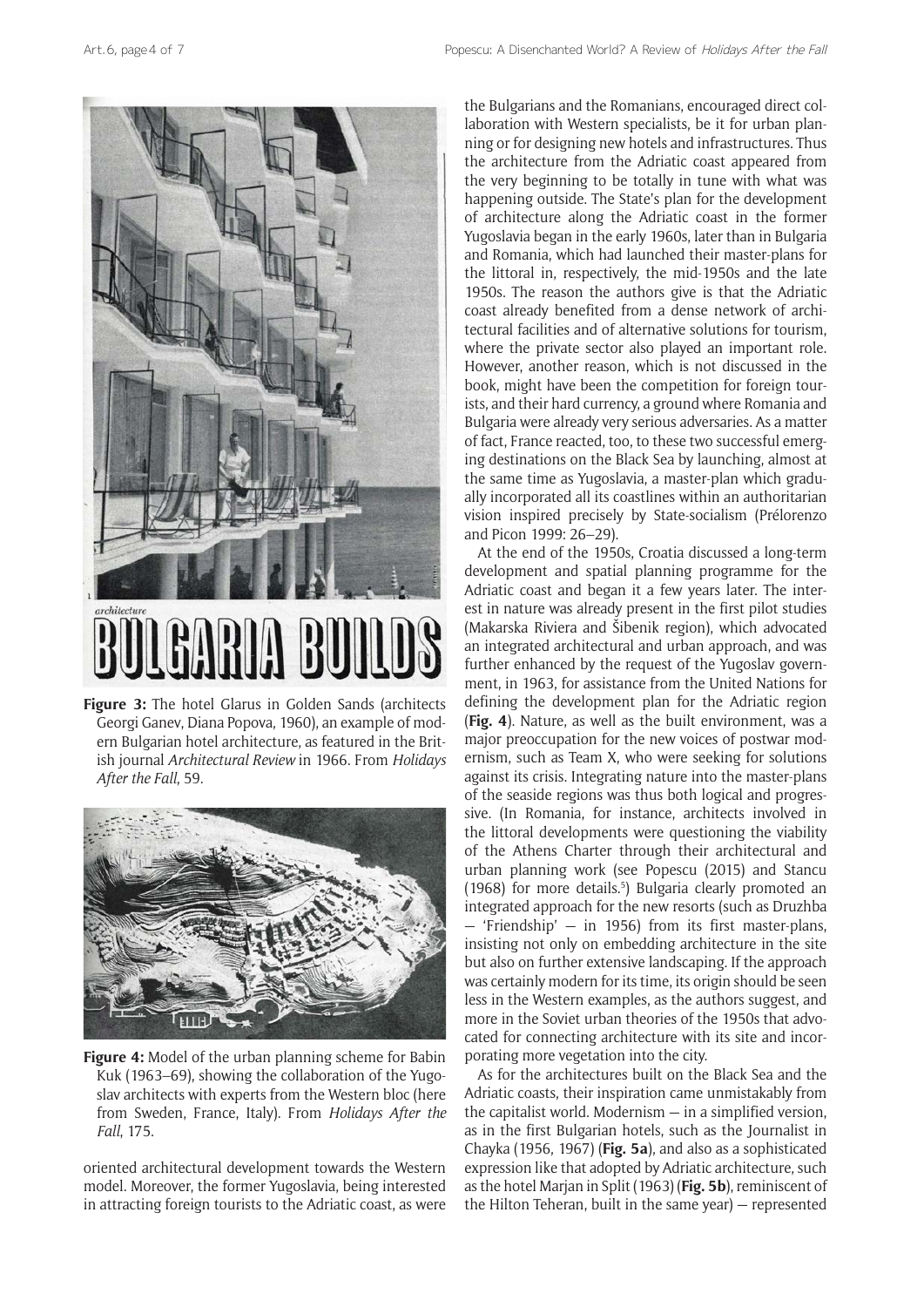**Figure 3:** The hotel Glarus in Golden Sands (architects Georgi Ganev, Diana Popova, 1960), an example of modern Bulgarian hotel architecture, as featured in the British journal *Architectural Review* in 1966. From *Holidays After the Fall*, 59.

**Figure 4:** Model of the urban planning scheme for Babin Kuk (1963–69), showing the collaboration of the Yugoslav architects with experts from the Western bloc (here from Sweden, France, Italy). From *Holidays After the Fall*, 175.

oriented architectural development towards the Western model. Moreover, the former Yugoslavia, being interested in attracting foreign tourists to the Adriatic coast, as were the Bulgarians and the Romanians, encouraged direct collaboration with Western specialists, be it for urban planning or for designing new hotels and infrastructures. Thus the architecture from the Adriatic coast appeared from the very beginning to be totally in tune with what was happening outside. The State's plan for the development of architecture along the Adriatic coast in the former Yugoslavia began in the early 1960s, later than in Bulgaria and Romania, which had launched their master-plans for the littoral in, respectively, the mid-1950s and the late 1950s. The reason the authors give is that the Adriatic coast already benefited from a dense network of architectural facilities and of alternative solutions for tourism, where the private sector also played an important role. However, another reason, which is not discussed in the book, might have been the competition for foreign tourists, and their hard currency, a ground where Romania and Bulgaria were already very serious adversaries. As a matter of fact, France reacted, too, to these two successful emerging destinations on the Black Sea by launching, almost at the same time as Yugoslavia, a master-plan which gradually incorporated all its coastlines within an authoritarian vision inspired precisely by State-socialism (Prélorenzo and Picon 1999: 26–29).

At the end of the 1950s, Croatia discussed a long-term development and spatial planning programme for the Adriatic coast and began it a few years later. The interest in nature was already present in the first pilot studies (Makarska Riviera and Šibenik region), which advocated an integrated architectural and urban approach, and was further enhanced by the request of the Yugoslav government, in 1963, for assistance from the United Nations for defining the development plan for the Adriatic region (**Fig. 4**). Nature, as well as the built environment, was a major preoccupation for the new voices of postwar modernism, such as Team X, who were seeking for solutions against its crisis. Integrating nature into the master-plans of the seaside regions was thus both logical and progressive. (In Romania, for instance, architects involved in the littoral developments were questioning the viability of the Athens Charter through their architectural and urban planning work (see Popescu (2015) and Stancu (1968) for more details.[5]) Bulgaria clearly promoted an integrated approach for the new resorts (such as Druzhba — 'Friendship' — in 1956) from its first master-plans, insisting not only on embedding architecture in the site but also on further extensive landscaping. If the approach was certainly modern for its time, its origin should be seen less in the Western examples, as the authors suggest, and more in the Soviet urban theories of the 1950s that advocated for connecting architecture with its site and incorporating more vegetation into the city.

As for the architectures built on the Black Sea and the Adriatic coasts, their inspiration came unmistakably from the capitalist world. Modernism — in a simplified version, as in the first Bulgarian hotels, such as the Journalist in Chayka (1956, 1967) (**Fig. 5a**), and also as a sophisticated expression like that adopted by Adriatic architecture, such as the hotel Marjan in Split (1963) (**Fig. 5b**), reminiscent of the Hilton Teheran, built in the same year) — represented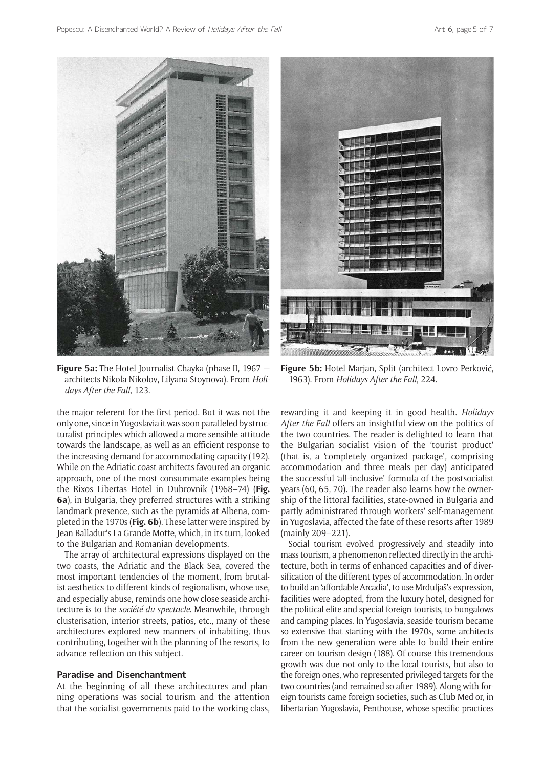**Figure 5a:** The Hotel Journalist Chayka (phase II, 1967 — architects Nikola Nikolov, Lilyana Stoynova). From *Holidays After the Fall*, 123.

**Figure 5b:** Hotel Marjan, Split (architect Lovro Perković, 1963). From *Holidays After the Fall*, 224.

the major referent for the first period. But it was not the only one, since in Yugoslavia it was soon paralleled by structuralist principles which allowed a more sensible attitude towards the landscape, as well as an efficient response to the increasing demand for accommodating capacity (192). While on the Adriatic coast architects favoured an organic approach, one of the most consummate examples being the Rixos Libertas Hotel in Dubrovnik (1968–74) (**Fig. 6a**), in Bulgaria, they preferred structures with a striking landmark presence, such as the pyramids at Albena, completed in the 1970s (**Fig. 6b**). These latter were inspired by Jean Balladur's La Grande Motte, which, in its turn, looked to the Bulgarian and Romanian developments.

The array of architectural expressions displayed on the two coasts, the Adriatic and the Black Sea, covered the most important tendencies of the moment, from brutalist aesthetics to different kinds of regionalism, whose use, and especially abuse, reminds one how close seaside architecture is to the *société du spectacle*. Meanwhile, through clusterisation, interior streets, patios, etc., many of these architectures explored new manners of inhabiting, thus contributing, together with the planning of the resorts, to advance reflection on this subject.

## Paradise and Disenchantment

At the beginning of all these architectures and planning operations was social tourism and the attention that the socialist governments paid to the working class, rewarding it and keeping it in good health. *Holidays After the Fall* offers an insightful view on the politics of the two countries. The reader is delighted to learn that the Bulgarian socialist vision of the 'tourist product' (that is, a 'completely organized package', comprising accommodation and three meals per day) anticipated the successful 'all-inclusive' formula of the postsocialist years (60, 65, 70). The reader also learns how the ownership of the littoral facilities, state-owned in Bulgaria and partly administrated through workers' self-management in Yugoslavia, affected the fate of these resorts after 1989 (mainly 209–221).

Social tourism evolved progressively and steadily into mass tourism, a phenomenon reflected directly in the architecture, both in terms of enhanced capacities and of diversification of the different types of accommodation. In order to build an 'affordable Arcadia', to use Mrduljaš's expression, facilities were adopted, from the luxury hotel, designed for the political elite and special foreign tourists, to bungalows and camping places. In Yugoslavia, seaside tourism became so extensive that starting with the 1970s, some architects from the new generation were able to build their entire career on tourism design (188). Of course this tremendous growth was due not only to the local tourists, but also to the foreign ones, who represented privileged targets for the two countries (and remained so after 1989). Along with foreign tourists came foreign societies, such as Club Med or, in libertarian Yugoslavia, Penthouse, whose specific practices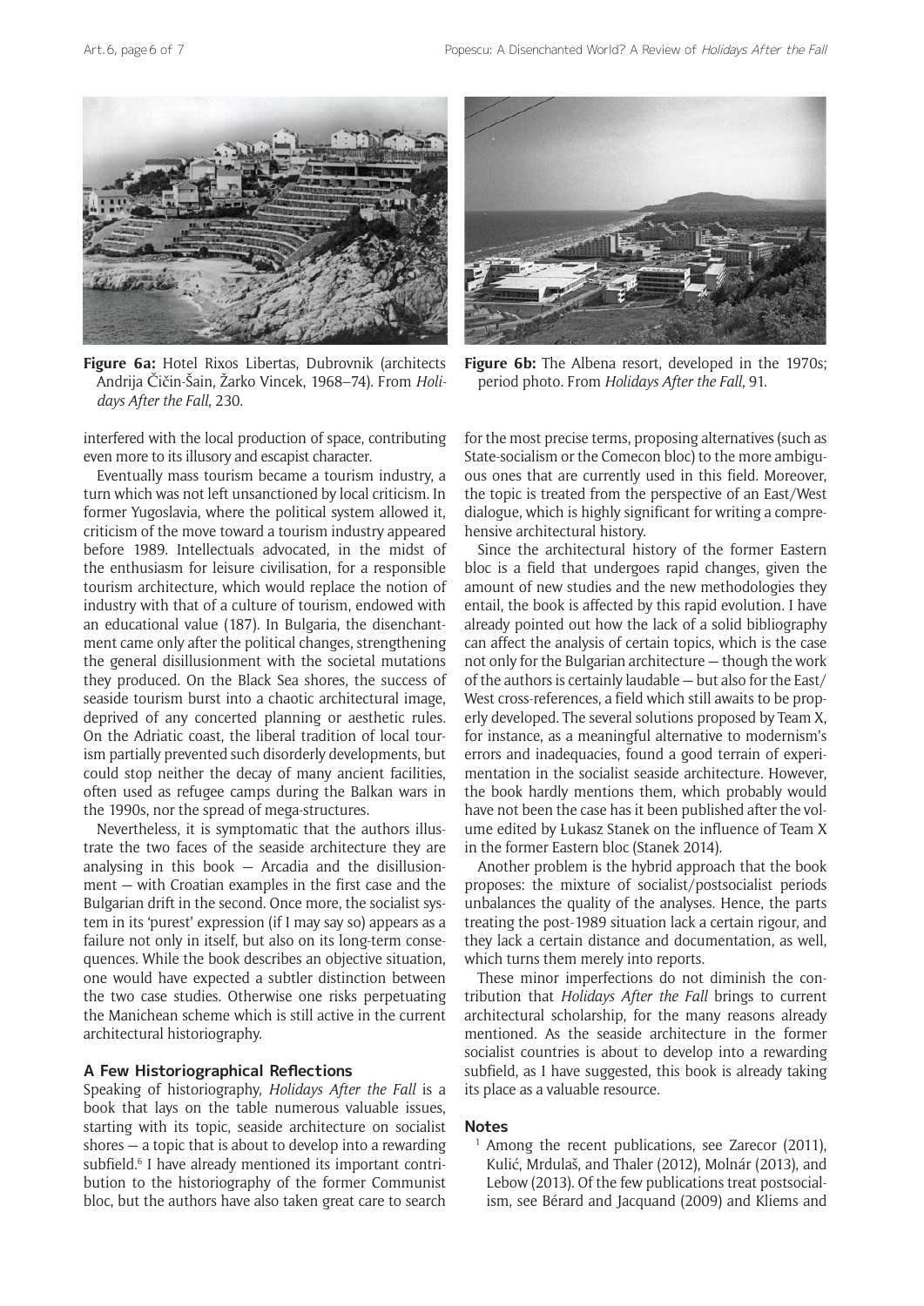**Figure 6a:** Hotel Rixos Libertas, Dubrovnik (architects Andrija Čičin-Šain, Žarko Vincek, 1968–74). From *Holidays After the Fall*, 230.

**Figure 6b:** The Albena resort, developed in the 1970s; period photo. From *Holidays After the Fall*, 91.

interfered with the local production of space, contributing even more to its illusory and escapist character.

Eventually mass tourism became a tourism industry, a turn which was not left unsanctioned by local criticism. In former Yugoslavia, where the political system allowed it, criticism of the move toward a tourism industry appeared before 1989. Intellectuals advocated, in the midst of the enthusiasm for leisure civilisation, for a responsible tourism architecture, which would replace the notion of industry with that of a culture of tourism, endowed with an educational value (187). In Bulgaria, the disenchantment came only after the political changes, strengthening the general disillusionment with the societal mutations they produced. On the Black Sea shores, the success of seaside tourism burst into a chaotic architectural image, deprived of any concerted planning or aesthetic rules. On the Adriatic coast, the liberal tradition of local tourism partially prevented such disorderly developments, but could stop neither the decay of many ancient facilities, often used as refugee camps during the Balkan wars in the 1990s, nor the spread of mega-structures.

Nevertheless, it is symptomatic that the authors illustrate the two faces of the seaside architecture they are analysing in this book — Arcadia and the disillusionment — with Croatian examples in the first case and the Bulgarian drift in the second. Once more, the socialist system in its 'purest' expression (if I may say so) appears as a failure not only in itself, but also on its long-term consequences. While the book describes an objective situation, one would have expected a subtler distinction between the two case studies. Otherwise one risks perpetuating the Manichean scheme which is still active in the current architectural historiography.

## A Few Historiographical Reflections

Speaking of historiography, *Holidays After the Fall* is a book that lays on the table numerous valuable issues, starting with its topic, seaside architecture on socialist shores — a topic that is about to develop into a rewarding subfield.[6] I have already mentioned its important contribution to the historiography of the former Communist bloc, but the authors have also taken great care to search for the most precise terms, proposing alternatives (such as State-socialism or the Comecon bloc) to the more ambiguous ones that are currently used in this field. Moreover, the topic is treated from the perspective of an East/West dialogue, which is highly significant for writing a comprehensive architectural history.

Since the architectural history of the former Eastern bloc is a field that undergoes rapid changes, given the amount of new studies and the new methodologies they entail, the book is affected by this rapid evolution. I have already pointed out how the lack of a solid bibliography can affect the analysis of certain topics, which is the case not only for the Bulgarian architecture — though the work of the authors is certainly laudable — but also for the East/West cross-references, a field which still awaits to be properly developed. The several solutions proposed by Team X, for instance, as a meaningful alternative to modernism's errors and inadequacies, found a good terrain of experimentation in the socialist seaside architecture. However, the book hardly mentions them, which probably would have not been the case has it been published after the volume edited by Łukasz Stanek on the influence of Team X in the former Eastern bloc (Stanek 2014).

Another problem is the hybrid approach that the book proposes: the mixture of socialist/postsocialist periods unbalances the quality of the analyses. Hence, the parts treating the post-1989 situation lack a certain rigour, and they lack a certain distance and documentation, as well, which turns them merely into reports.

These minor imperfections do not diminish the contribution that *Holidays After the Fall* brings to current architectural scholarship, for the many reasons already mentioned. As the seaside architecture in the former socialist countries is about to develop into a rewarding subfield, as I have suggested, this book is already taking its place as a valuable resource.

## Notes

[1] Among the recent publications, see Zarecor (2011), Kulić, Mrduljaš, and Thaler (2012), Molnár (2013), and Lebow (2013). Of the few publications treat postsocialism, see Bérard and Jacquand (2009) and Kliems and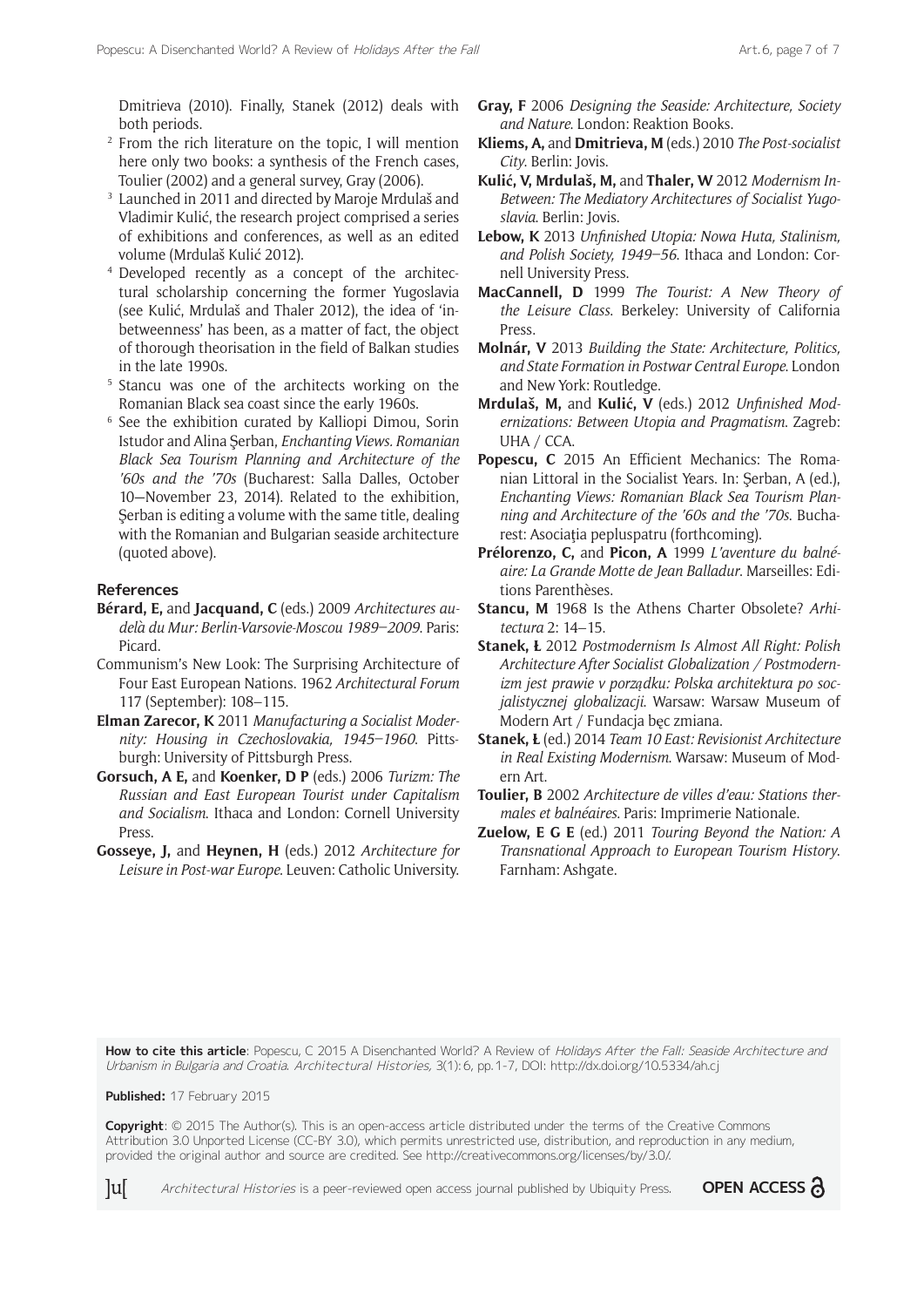Dmitrieva (2010). Finally, Stanek (2012) deals with both periods.

[2] From the rich literature on the topic, I will mention here only two books: a synthesis of the French cases, Toulier (2002) and a general survey, Gray (2006).

[3] Launched in 2011 and directed by Maroje Mrdulaš and Vladimir Kulić, the research project comprised a series of exhibitions and conferences, as well as an edited volume (Mrdulaš Kulić 2012).

[4] Developed recently as a concept of the architectural scholarship concerning the former Yugoslavia (see Kulić, Mrdulaš and Thaler 2012), the idea of 'in-betweenness' has been, as a matter of fact, the object of thorough theorisation in the field of Balkan studies in the late 1990s.

[5] Stancu was one of the architects working on the Romanian Black sea coast since the early 1960s.

[6] See the exhibition curated by Kalliopi Dimou, Sorin Istudor and Alina Şerban, *Enchanting Views. Romanian Black Sea Tourism Planning and Architecture of the '60s and the '70s* (Bucharest: Salla Dalles, October 10—November 23, 2014). Related to the exhibition, Şerban is editing a volume with the same title, dealing with the Romanian and Bulgarian seaside architecture (quoted above).

## References

**Bérard, E,** and **Jacquand, C** (eds.) 2009 *Architectures au-delà du Mur: Berlin-Varsovie-Moscou 1989–2009*. Paris: Picard.

Communism's New Look: The Surprising Architecture of Four East European Nations. 1962 *Architectural Forum* 117 (September): 108–115.

**Elman Zarecor, K** 2011 *Manufacturing a Socialist Modernity: Housing in Czechoslovakia, 1945–1960*. Pittsburgh: University of Pittsburgh Press.

**Gorsuch, A E,** and **Koenker, D P** (eds.) 2006 *Turizm: The Russian and East European Tourist under Capitalism and Socialism*. Ithaca and London: Cornell University Press.

**Gosseye, J,** and **Heynen, H** (eds.) 2012 *Architecture for Leisure in Post-war Europe*. Leuven: Catholic University.

**Gray, F** 2006 *Designing the Seaside: Architecture, Society and Nature*. London: Reaktion Books.

**Kliems, A,** and **Dmitrieva, M** (eds.) 2010 *The Post-socialist City*. Berlin: Jovis.

**Kulić, V, Mrdulaš, M,** and **Thaler, W** 2012 *Modernism In-Between: The Mediatory Architectures of Socialist Yugoslavia*. Berlin: Jovis.

**Lebow, K** 2013 *Unfinished Utopia: Nowa Huta, Stalinism, and Polish Society, 1949–56*. Ithaca and London: Cornell University Press.

**MacCannell, D** 1999 *The Tourist: A New Theory of the Leisure Class*. Berkeley: University of California Press.

**Molnár, V** 2013 *Building the State: Architecture, Politics, and State Formation in Postwar Central Europe*. London and New York: Routledge.

**Mrdulaš, M,** and **Kulić, V** (eds.) 2012 *Unfinished Modernizations: Between Utopia and Pragmatism*. Zagreb: UHA / CCA.

**Popescu, C** 2015 An Efficient Mechanics: The Romanian Littoral in the Socialist Years. In: Şerban, A (ed.), *Enchanting Views: Romanian Black Sea Tourism Planning and Architecture of the '60s and the '70s*. Bucharest: Asociaţia pepluspatru (forthcoming).

**Prélorenzo, C,** and **Picon, A** 1999 *L'aventure du balnéaire: La Grande Motte de Jean Balladur*. Marseilles: Editions Parenthèses.

**Stancu, M** 1968 Is the Athens Charter Obsolete? *Arhitectura* 2: 14–15.

**Stanek, Ł** 2012 *Postmodernism Is Almost All Right: Polish Architecture After Socialist Globalization / Postmodernizm jest prawie v porządku: Polska architektura po socjalistycznej globalizacji*. Warsaw: Warsaw Museum of Modern Art / Fundacja bęc zmiana.

**Stanek, Ł** (ed.) 2014 *Team 10 East: Revisionist Architecture in Real Existing Modernism*. Warsaw: Museum of Modern Art.

**Toulier, B** 2002 *Architecture de villes d'eau: Stations thermales et balnéaires*. Paris: Imprimerie Nationale.

**Zuelow, E G E** (ed.) 2011 *Touring Beyond the Nation: A Transnational Approach to European Tourism History*. Farnham: Ashgate.

**How to cite this article**: Popescu, C 2015 A Disenchanted World? A Review of *Holidays After the Fall: Seaside Architecture and Urbanism in Bulgaria and Croatia*. *Architectural Histories,* 3(1): 6, pp. 1-7, DOI: http://dx.doi.org/10.5334/ah.cj

**Published:** 17 February 2015

**Copyright**: © 2015 The Author(s). This is an open-access article distributed under the terms of the Creative Commons Attribution 3.0 Unported License (CC-BY 3.0), which permits unrestricted use, distribution, and reproduction in any medium, provided the original author and source are credited. See http://creativecommons.org/licenses/by/3.0/.

*Architectural Histories* is a peer-reviewed open access journal published by Ubiquity Press. **OPEN ACCESS**